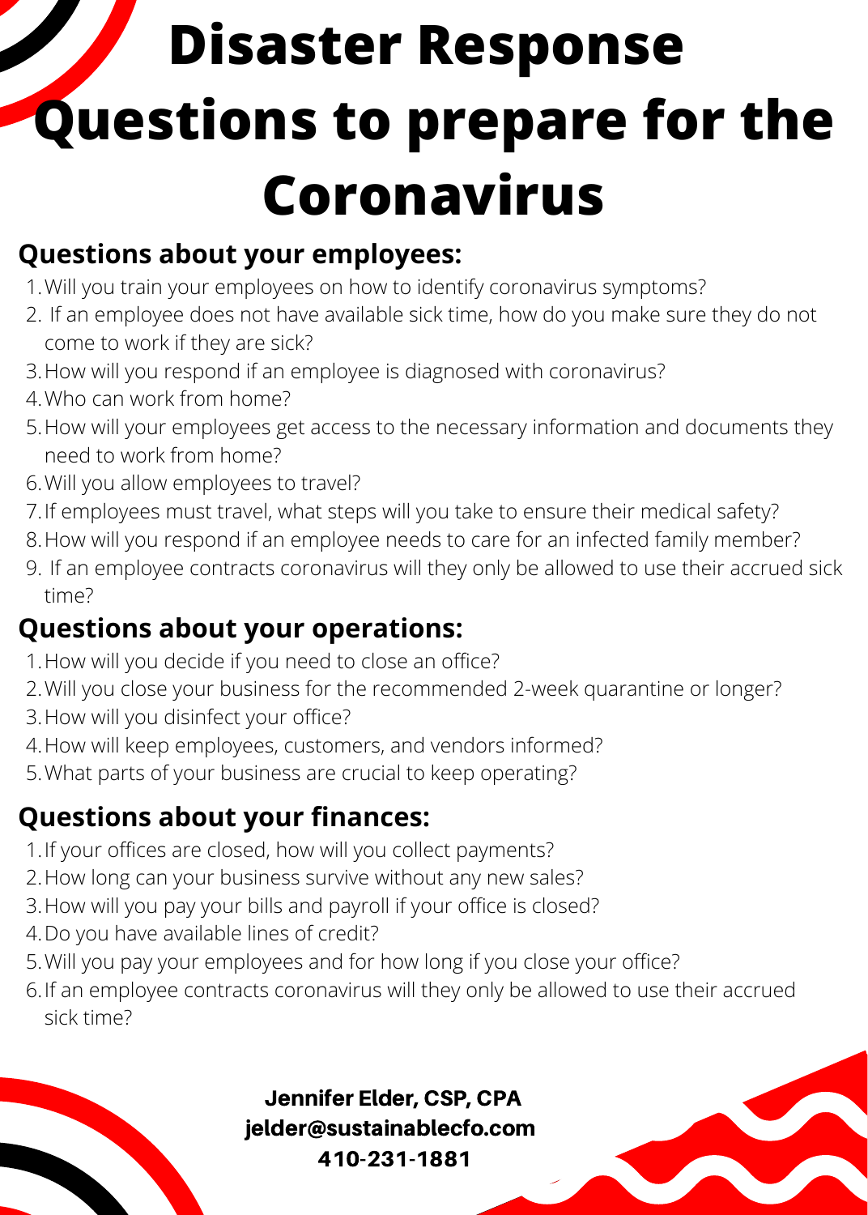# Disaster Response Questions to prepare for the Coronavirus

## Questions about your employees:

1. Will you train your employees on how to identify coronavirus symptoms?
2. If an employee does not have available sick time, how do you make sure they do not come to work if they are sick?
3. How will you respond if an employee is diagnosed with coronavirus?
4. Who can work from home?
5. How will your employees get access to the necessary information and documents they need to work from home?
6. Will you allow employees to travel?
7. If employees must travel, what steps will you take to ensure their medical safety?
8. How will you respond if an employee needs to care for an infected family member?
9. If an employee contracts coronavirus will they only be allowed to use their accrued sick time?

## Questions about your operations:

1. How will you decide if you need to close an office?
2. Will you close your business for the recommended 2-week quarantine or longer?
3. How will you disinfect your office?
4. How will keep employees, customers, and vendors informed?
5. What parts of your business are crucial to keep operating?

## Questions about your finances:

1. If your offices are closed, how will you collect payments?
2. How long can your business survive without any new sales?
3. How will you pay your bills and payroll if your office is closed?
4. Do you have available lines of credit?
5. Will you pay your employees and for how long if you close your office?
6. If an employee contracts coronavirus will they only be allowed to use their accrued sick time?

**Jennifer Elder, CSP, CPA**
**jelder@sustainablecfo.com**
**410-231-1881**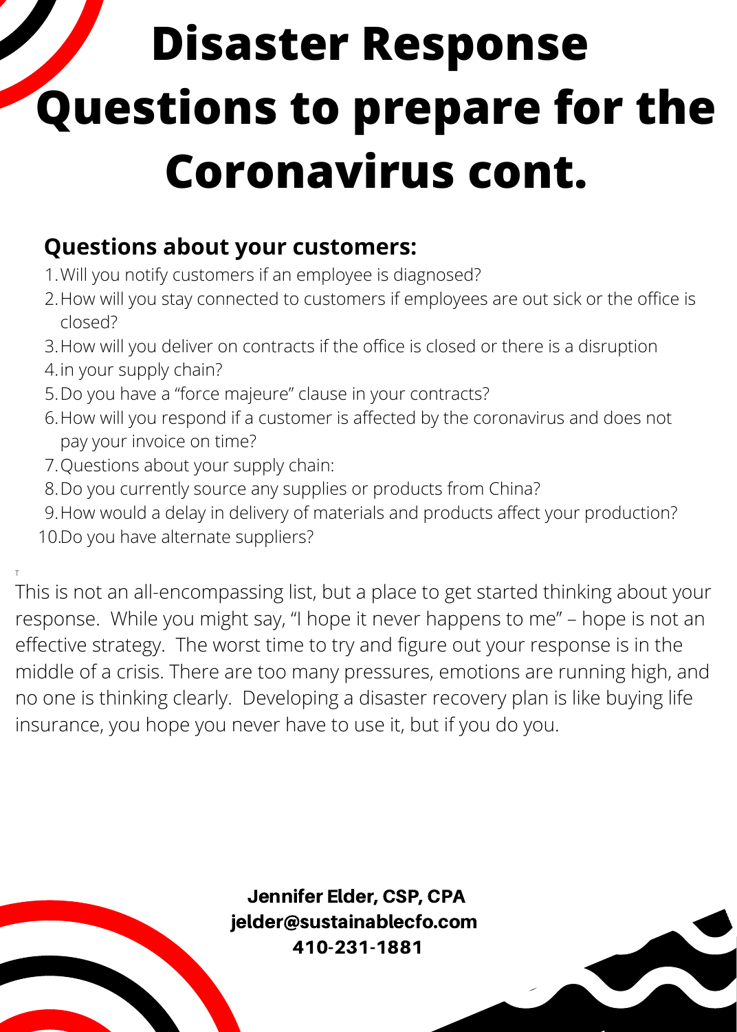# Disaster Response Questions to prepare for the Coronavirus cont.

## Questions about your customers:

1. Will you notify customers if an employee is diagnosed?
2. How will you stay connected to customers if employees are out sick or the office is closed?
3. How will you deliver on contracts if the office is closed or there is a disruption
4. in your supply chain?
5. Do you have a "force majeure" clause in your contracts?
6. How will you respond if a customer is affected by the coronavirus and does not pay your invoice on time?
7. Questions about your supply chain:
8. Do you currently source any supplies or products from China?
9. How would a delay in delivery of materials and products affect your production?
10. Do you have alternate suppliers?

T

This is not an all-encompassing list, but a place to get started thinking about your response. While you might say, "I hope it never happens to me" – hope is not an effective strategy. The worst time to try and figure out your response is in the middle of a crisis. There are too many pressures, emotions are running high, and no one is thinking clearly. Developing a disaster recovery plan is like buying life insurance, you hope you never have to use it, but if you do you.

**Jennifer Elder, CSP, CPA**
**jelder@sustainablecfo.com**
**410-231-1881**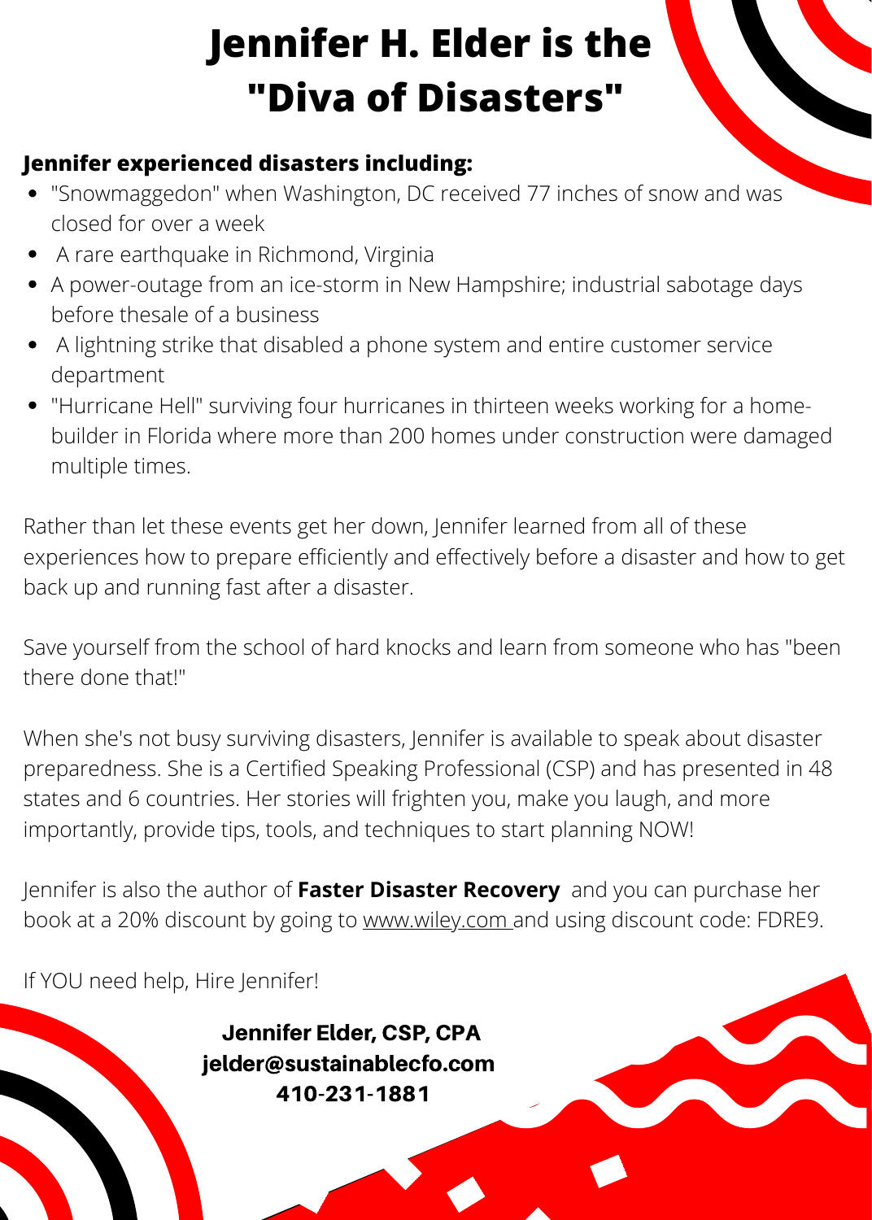# Jennifer H. Elder is the "Diva of Disasters"

**Jennifer experienced disasters including:**

- "Snowmaggedon" when Washington, DC received 77 inches of snow and was closed for over a week
- A rare earthquake in Richmond, Virginia
- A power-outage from an ice-storm in New Hampshire; industrial sabotage days before thesale of a business
- A lightning strike that disabled a phone system and entire customer service department
- "Hurricane Hell" surviving four hurricanes in thirteen weeks working for a home-builder in Florida where more than 200 homes under construction were damaged multiple times.

Rather than let these events get her down, Jennifer learned from all of these experiences how to prepare efficiently and effectively before a disaster and how to get back up and running fast after a disaster.

Save yourself from the school of hard knocks and learn from someone who has "been there done that!"

When she's not busy surviving disasters, Jennifer is available to speak about disaster preparedness. She is a Certified Speaking Professional (CSP) and has presented in 48 states and 6 countries. Her stories will frighten you, make you laugh, and more importantly, provide tips, tools, and techniques to start planning NOW!

Jennifer is also the author of **Faster Disaster Recovery** and you can purchase her book at a 20% discount by going to www.wiley.com and using discount code: FDRE9.

If YOU need help, Hire Jennifer!

**Jennifer Elder, CSP, CPA**
**jelder@sustainablecfo.com**
**410-231-1881**